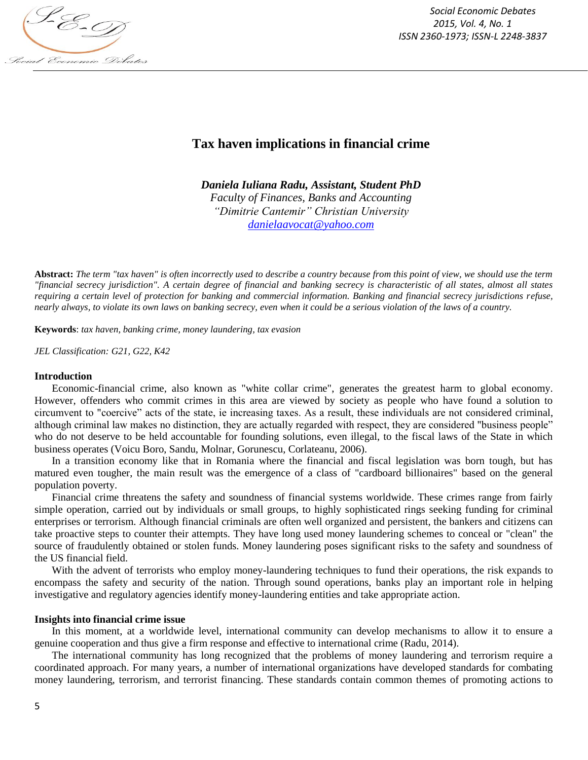# Tax haven implications in financial crime

***Daniela Iuliana Radu, Assistant, Student PhD***
*Faculty of Finances, Banks and Accounting*
*"Dimitrie Cantemir" Christian University*
*danielaavocat@yahoo.com*

**Abstract:** *The term "tax haven" is often incorrectly used to describe a country because from this point of view, we should use the term "financial secrecy jurisdiction". A certain degree of financial and banking secrecy is characteristic of all states, almost all states requiring a certain level of protection for banking and commercial information. Banking and financial secrecy jurisdictions refuse, nearly always, to violate its own laws on banking secrecy, even when it could be a serious violation of the laws of a country.*

**Keywords**: *tax haven, banking crime, money laundering, tax evasion*

*JEL Classification: G21, G22, K42*

## Introduction

Economic-financial crime, also known as "white collar crime", generates the greatest harm to global economy. However, offenders who commit crimes in this area are viewed by society as people who have found a solution to circumvent to "coercive" acts of the state, ie increasing taxes. As a result, these individuals are not considered criminal, although criminal law makes no distinction, they are actually regarded with respect, they are considered "business people" who do not deserve to be held accountable for founding solutions, even illegal, to the fiscal laws of the State in which business operates (Voicu Boro, Sandu, Molnar, Gorunescu, Corlateanu, 2006).

In a transition economy like that in Romania where the financial and fiscal legislation was born tough, but has matured even tougher, the main result was the emergence of a class of "cardboard billionaires" based on the general population poverty.

Financial crime threatens the safety and soundness of financial systems worldwide. These crimes range from fairly simple operation, carried out by individuals or small groups, to highly sophisticated rings seeking funding for criminal enterprises or terrorism. Although financial criminals are often well organized and persistent, the bankers and citizens can take proactive steps to counter their attempts. They have long used money laundering schemes to conceal or "clean" the source of fraudulently obtained or stolen funds. Money laundering poses significant risks to the safety and soundness of the US financial field.

With the advent of terrorists who employ money-laundering techniques to fund their operations, the risk expands to encompass the safety and security of the nation. Through sound operations, banks play an important role in helping investigative and regulatory agencies identify money-laundering entities and take appropriate action.

## Insights into financial crime issue

In this moment, at a worldwide level, international community can develop mechanisms to allow it to ensure a genuine cooperation and thus give a firm response and effective to international crime (Radu, 2014).

The international community has long recognized that the problems of money laundering and terrorism require a coordinated approach. For many years, a number of international organizations have developed standards for combating money laundering, terrorism, and terrorist financing. These standards contain common themes of promoting actions to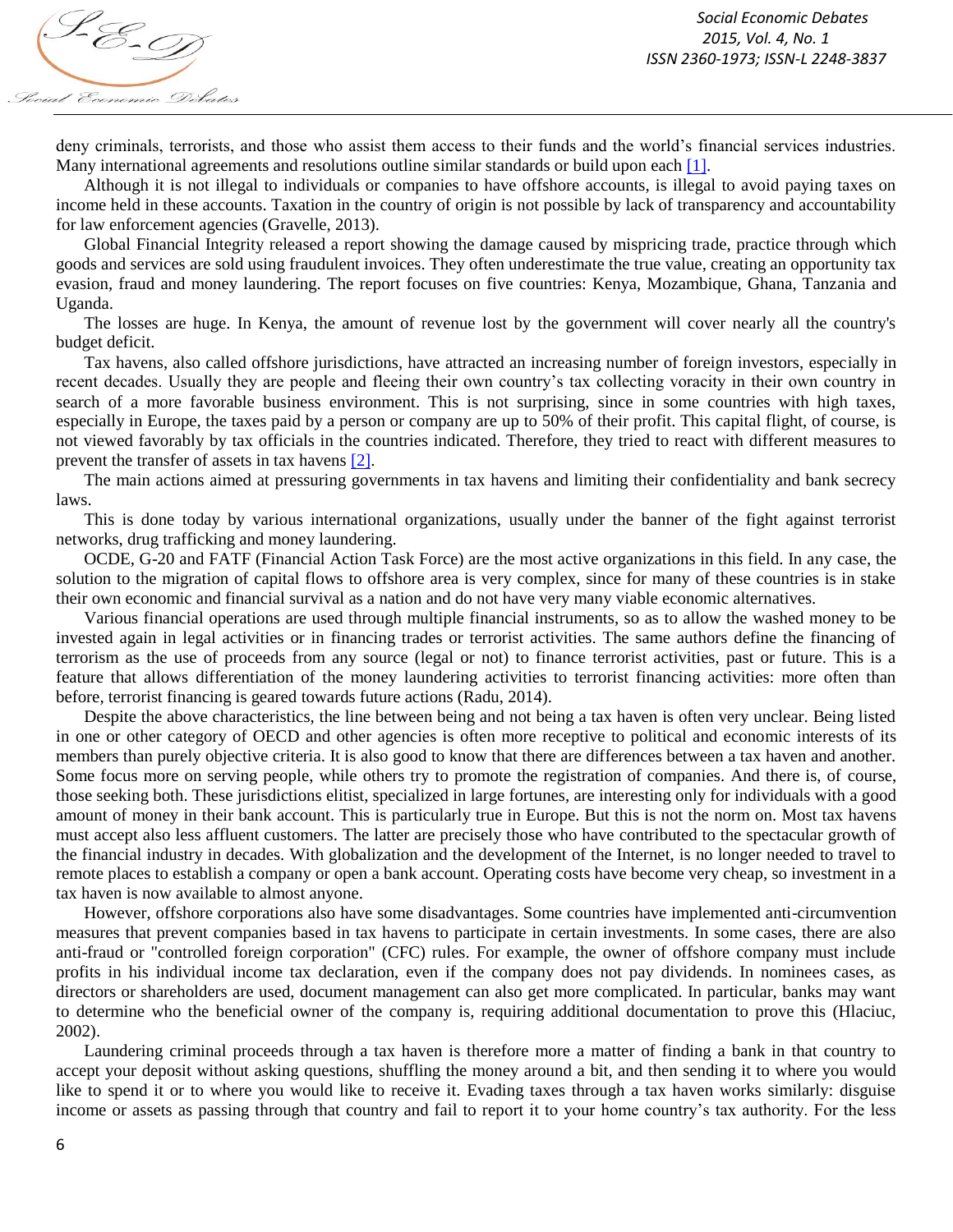deny criminals, terrorists, and those who assist them access to their funds and the world's financial services industries. Many international agreements and resolutions outline similar standards or build upon each [1].

Although it is not illegal to individuals or companies to have offshore accounts, is illegal to avoid paying taxes on income held in these accounts. Taxation in the country of origin is not possible by lack of transparency and accountability for law enforcement agencies (Gravelle, 2013).

Global Financial Integrity released a report showing the damage caused by mispricing trade, practice through which goods and services are sold using fraudulent invoices. They often underestimate the true value, creating an opportunity tax evasion, fraud and money laundering. The report focuses on five countries: Kenya, Mozambique, Ghana, Tanzania and Uganda.

The losses are huge. In Kenya, the amount of revenue lost by the government will cover nearly all the country's budget deficit.

Tax havens, also called offshore jurisdictions, have attracted an increasing number of foreign investors, especially in recent decades. Usually they are people and fleeing their own country's tax collecting voracity in their own country in search of a more favorable business environment. This is not surprising, since in some countries with high taxes, especially in Europe, the taxes paid by a person or company are up to 50% of their profit. This capital flight, of course, is not viewed favorably by tax officials in the countries indicated. Therefore, they tried to react with different measures to prevent the transfer of assets in tax havens [2].

The main actions aimed at pressuring governments in tax havens and limiting their confidentiality and bank secrecy laws.

This is done today by various international organizations, usually under the banner of the fight against terrorist networks, drug trafficking and money laundering.

OCDE, G-20 and FATF (Financial Action Task Force) are the most active organizations in this field. In any case, the solution to the migration of capital flows to offshore area is very complex, since for many of these countries is in stake their own economic and financial survival as a nation and do not have very many viable economic alternatives.

Various financial operations are used through multiple financial instruments, so as to allow the washed money to be invested again in legal activities or in financing trades or terrorist activities. The same authors define the financing of terrorism as the use of proceeds from any source (legal or not) to finance terrorist activities, past or future. This is a feature that allows differentiation of the money laundering activities to terrorist financing activities: more often than before, terrorist financing is geared towards future actions (Radu, 2014).

Despite the above characteristics, the line between being and not being a tax haven is often very unclear. Being listed in one or other category of OECD and other agencies is often more receptive to political and economic interests of its members than purely objective criteria. It is also good to know that there are differences between a tax haven and another. Some focus more on serving people, while others try to promote the registration of companies. And there is, of course, those seeking both. These jurisdictions elitist, specialized in large fortunes, are interesting only for individuals with a good amount of money in their bank account. This is particularly true in Europe. But this is not the norm on. Most tax havens must accept also less affluent customers. The latter are precisely those who have contributed to the spectacular growth of the financial industry in decades. With globalization and the development of the Internet, is no longer needed to travel to remote places to establish a company or open a bank account. Operating costs have become very cheap, so investment in a tax haven is now available to almost anyone.

However, offshore corporations also have some disadvantages. Some countries have implemented anti-circumvention measures that prevent companies based in tax havens to participate in certain investments. In some cases, there are also anti-fraud or "controlled foreign corporation" (CFC) rules. For example, the owner of offshore company must include profits in his individual income tax declaration, even if the company does not pay dividends. In nominees cases, as directors or shareholders are used, document management can also get more complicated. In particular, banks may want to determine who the beneficial owner of the company is, requiring additional documentation to prove this (Hlaciuc, 2002).

Laundering criminal proceeds through a tax haven is therefore more a matter of finding a bank in that country to accept your deposit without asking questions, shuffling the money around a bit, and then sending it to where you would like to spend it or to where you would like to receive it. Evading taxes through a tax haven works similarly: disguise income or assets as passing through that country and fail to report it to your home country's tax authority. For the less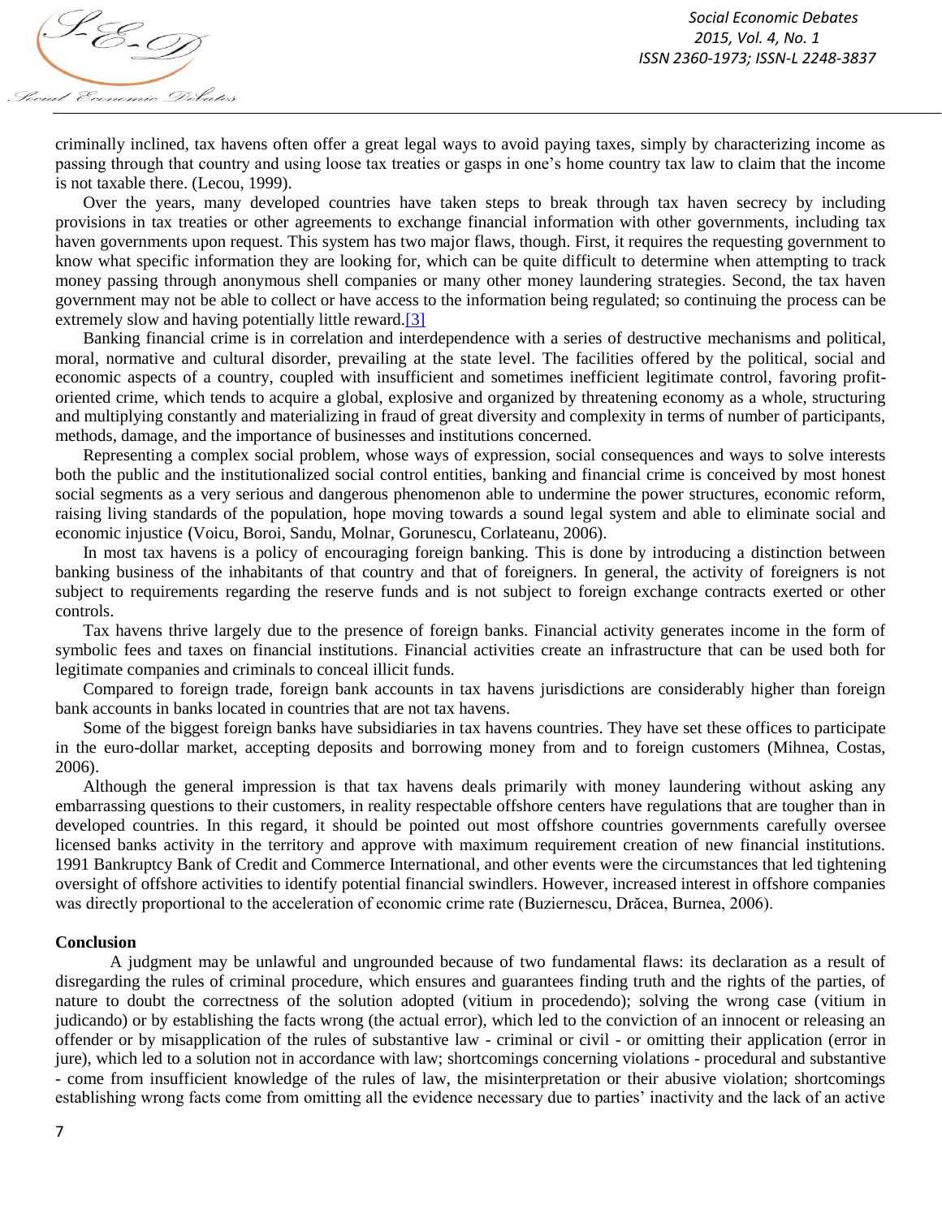criminally inclined, tax havens often offer a great legal ways to avoid paying taxes, simply by characterizing income as passing through that country and using loose tax treaties or gasps in one's home country tax law to claim that the income is not taxable there. (Lecou, 1999).

Over the years, many developed countries have taken steps to break through tax haven secrecy by including provisions in tax treaties or other agreements to exchange financial information with other governments, including tax haven governments upon request. This system has two major flaws, though. First, it requires the requesting government to know what specific information they are looking for, which can be quite difficult to determine when attempting to track money passing through anonymous shell companies or many other money laundering strategies. Second, the tax haven government may not be able to collect or have access to the information being regulated; so continuing the process can be extremely slow and having potentially little reward.[3]

Banking financial crime is in correlation and interdependence with a series of destructive mechanisms and political, moral, normative and cultural disorder, prevailing at the state level. The facilities offered by the political, social and economic aspects of a country, coupled with insufficient and sometimes inefficient legitimate control, favoring profit-oriented crime, which tends to acquire a global, explosive and organized by threatening economy as a whole, structuring and multiplying constantly and materializing in fraud of great diversity and complexity in terms of number of participants, methods, damage, and the importance of businesses and institutions concerned.

Representing a complex social problem, whose ways of expression, social consequences and ways to solve interests both the public and the institutionalized social control entities, banking and financial crime is conceived by most honest social segments as a very serious and dangerous phenomenon able to undermine the power structures, economic reform, raising living standards of the population, hope moving towards a sound legal system and able to eliminate social and economic injustice (Voicu, Boroi, Sandu, Molnar, Gorunescu, Corlateanu, 2006).

In most tax havens is a policy of encouraging foreign banking. This is done by introducing a distinction between banking business of the inhabitants of that country and that of foreigners. In general, the activity of foreigners is not subject to requirements regarding the reserve funds and is not subject to foreign exchange contracts exerted or other controls.

Tax havens thrive largely due to the presence of foreign banks. Financial activity generates income in the form of symbolic fees and taxes on financial institutions. Financial activities create an infrastructure that can be used both for legitimate companies and criminals to conceal illicit funds.

Compared to foreign trade, foreign bank accounts in tax havens jurisdictions are considerably higher than foreign bank accounts in banks located in countries that are not tax havens.

Some of the biggest foreign banks have subsidiaries in tax havens countries. They have set these offices to participate in the euro-dollar market, accepting deposits and borrowing money from and to foreign customers (Mihnea, Costas, 2006).

Although the general impression is that tax havens deals primarily with money laundering without asking any embarrassing questions to their customers, in reality respectable offshore centers have regulations that are tougher than in developed countries. In this regard, it should be pointed out most offshore countries governments carefully oversee licensed banks activity in the territory and approve with maximum requirement creation of new financial institutions. 1991 Bankruptcy Bank of Credit and Commerce International, and other events were the circumstances that led tightening oversight of offshore activities to identify potential financial swindlers. However, increased interest in offshore companies was directly proportional to the acceleration of economic crime rate (Buziernescu, Drăcea, Burnea, 2006).

## Conclusion

A judgment may be unlawful and ungrounded because of two fundamental flaws: its declaration as a result of disregarding the rules of criminal procedure, which ensures and guarantees finding truth and the rights of the parties, of nature to doubt the correctness of the solution adopted (vitium in procedendo); solving the wrong case (vitium in judicando) or by establishing the facts wrong (the actual error), which led to the conviction of an innocent or releasing an offender or by misapplication of the rules of substantive law - criminal or civil - or omitting their application (error in jure), which led to a solution not in accordance with law; shortcomings concerning violations - procedural and substantive - come from insufficient knowledge of the rules of law, the misinterpretation or their abusive violation; shortcomings establishing wrong facts come from omitting all the evidence necessary due to parties' inactivity and the lack of an active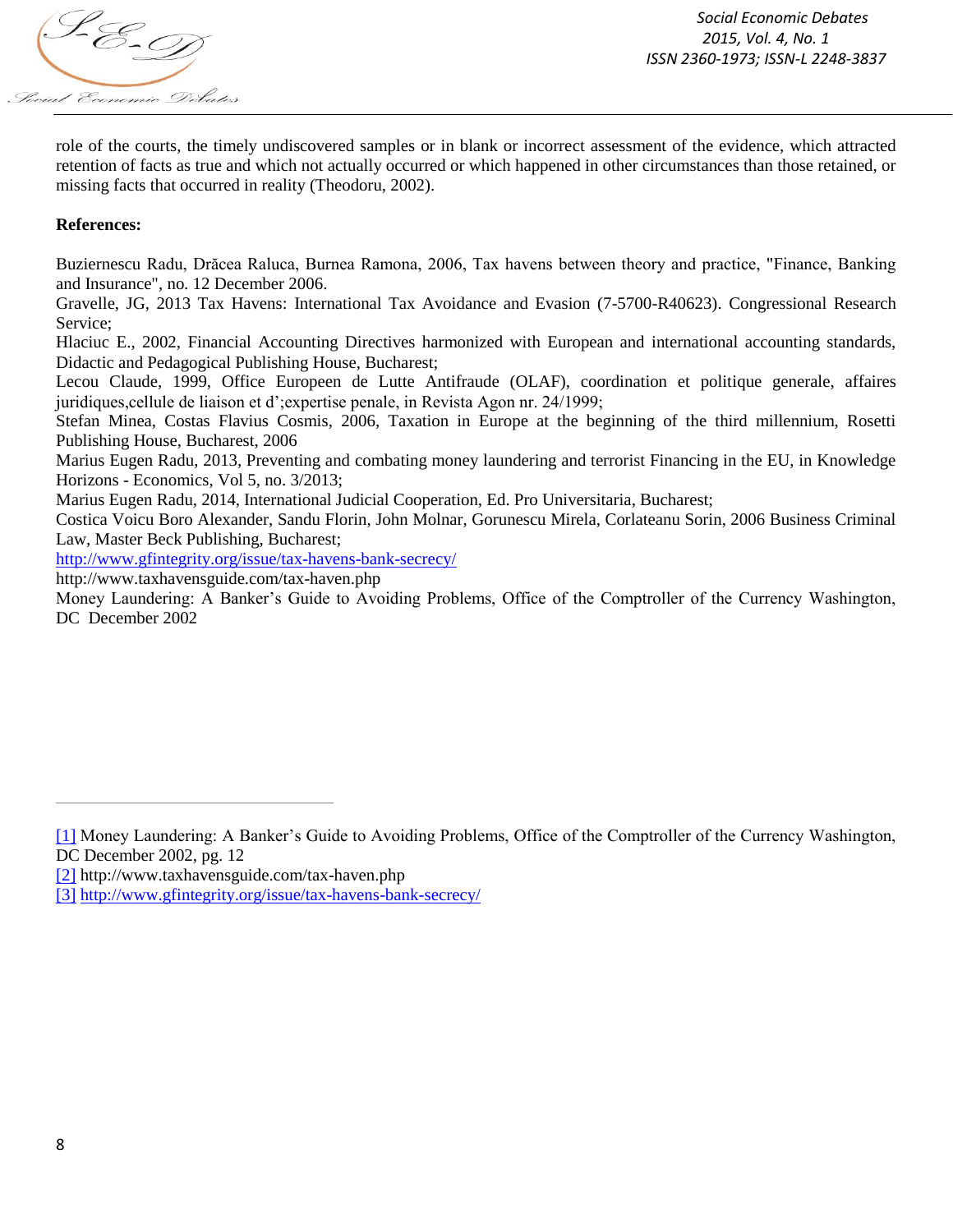role of the courts, the timely undiscovered samples or in blank or incorrect assessment of the evidence, which attracted retention of facts as true and which not actually occurred or which happened in other circumstances than those retained, or missing facts that occurred in reality (Theodoru, 2002).

**References:**

Buziernescu Radu, Drăcea Raluca, Burnea Ramona, 2006, Tax havens between theory and practice, "Finance, Banking and Insurance", no. 12 December 2006.

Gravelle, JG, 2013 Tax Havens: International Tax Avoidance and Evasion (7-5700-R40623). Congressional Research Service;

Hlaciuc E., 2002, Financial Accounting Directives harmonized with European and international accounting standards, Didactic and Pedagogical Publishing House, Bucharest;

Lecou Claude, 1999, Office Europeen de Lutte Antifraude (OLAF), coordination et politique generale, affaires juridiques,cellule de liaison et d';expertise penale, in Revista Agon nr. 24/1999;

Stefan Minea, Costas Flavius Cosmis, 2006, Taxation in Europe at the beginning of the third millennium, Rosetti Publishing House, Bucharest, 2006

Marius Eugen Radu, 2013, Preventing and combating money laundering and terrorist Financing in the EU, in Knowledge Horizons - Economics, Vol 5, no. 3/2013;

Marius Eugen Radu, 2014, International Judicial Cooperation, Ed. Pro Universitaria, Bucharest;

Costica Voicu Boro Alexander, Sandu Florin, John Molnar, Gorunescu Mirela, Corlateanu Sorin, 2006 Business Criminal Law, Master Beck Publishing, Bucharest;

http://www.gfintegrity.org/issue/tax-havens-bank-secrecy/

http://www.taxhavensguide.com/tax-haven.php

Money Laundering: A Banker's Guide to Avoiding Problems, Office of the Comptroller of the Currency Washington, DC December 2002

---

[1] Money Laundering: A Banker's Guide to Avoiding Problems, Office of the Comptroller of the Currency Washington, DC December 2002, pg. 12

[2] http://www.taxhavensguide.com/tax-haven.php

[3] http://www.gfintegrity.org/issue/tax-havens-bank-secrecy/